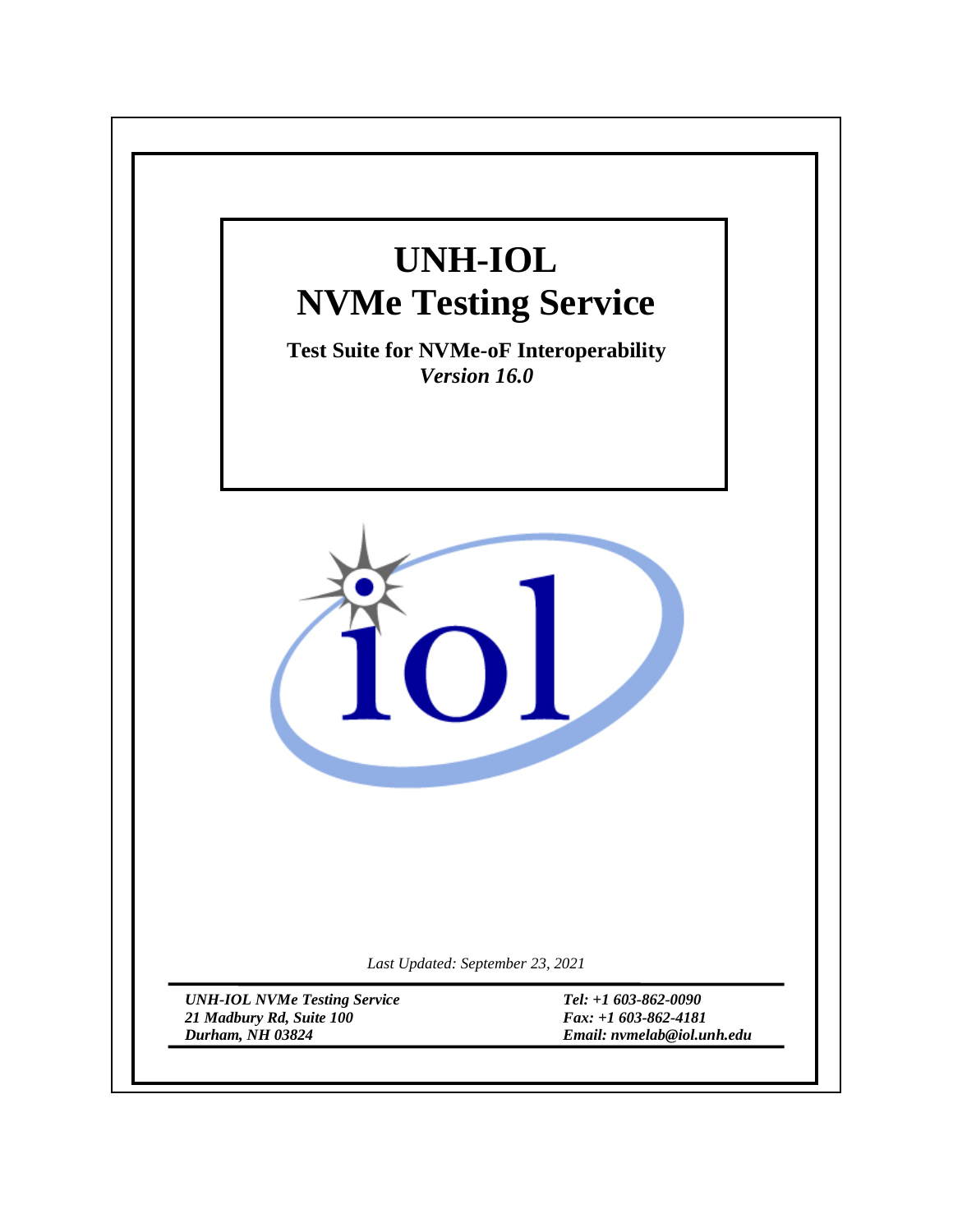# UNH-IOL
# NVMe Testing Service

**Test Suite for NVMe-oF Interoperability**
***Version 16.0***

*Last Updated: September 23, 2021*

***UNH-IOL NVMe Testing Service***
***21 Madbury Rd, Suite 100***
***Durham, NH 03824***

***Tel: +1 603-862-0090***
***Fax: +1 603-862-4181***
***Email: nvmelab@iol.unh.edu***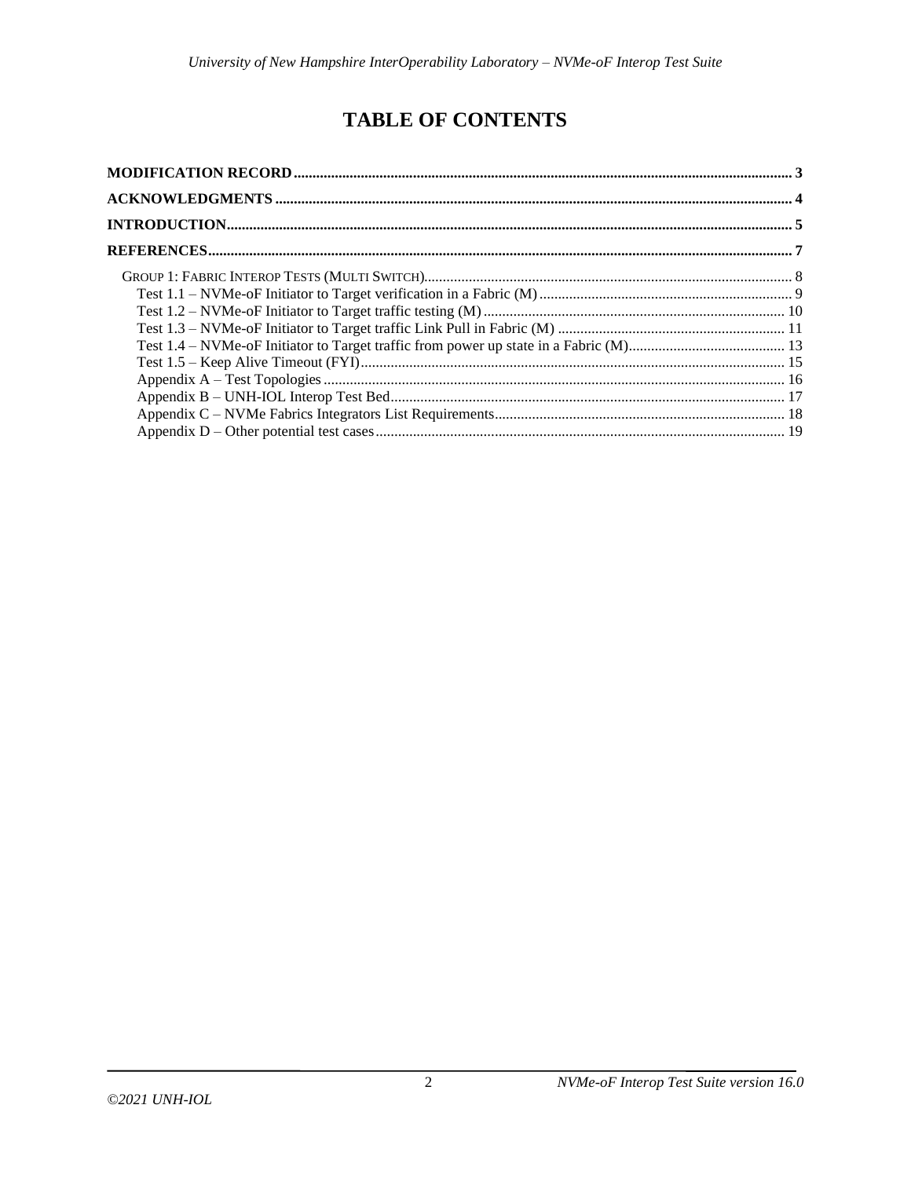# TABLE OF CONTENTS

**MODIFICATION RECORD** ..... 3

**ACKNOWLEDGMENTS** ..... 4

**INTRODUCTION** ..... 5

**REFERENCES** ..... 7

- GROUP 1: FABRIC INTEROP TESTS (MULTI SWITCH) ..... 8
  - Test 1.1 – NVMe-oF Initiator to Target verification in a Fabric (M) ..... 9
  - Test 1.2 – NVMe-oF Initiator to Target traffic testing (M) ..... 10
  - Test 1.3 – NVMe-oF Initiator to Target traffic Link Pull in Fabric (M) ..... 11
  - Test 1.4 – NVMe-oF Initiator to Target traffic from power up state in a Fabric (M) ..... 13
  - Test 1.5 – Keep Alive Timeout (FYI) ..... 15
  - Appendix A – Test Topologies ..... 16
  - Appendix B – UNH-IOL Interop Test Bed ..... 17
  - Appendix C – NVMe Fabrics Integrators List Requirements ..... 18
  - Appendix D – Other potential test cases ..... 19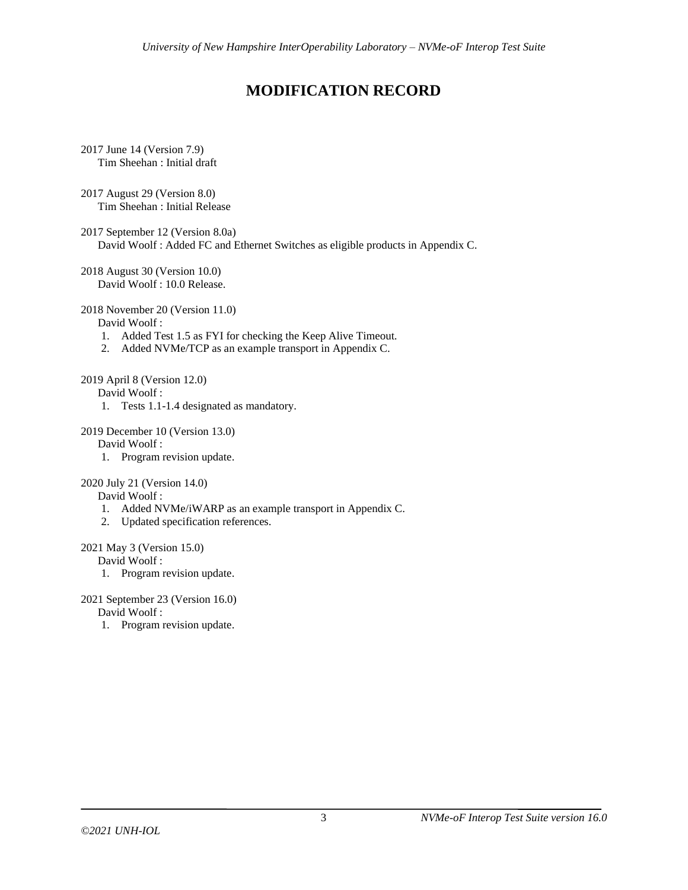# MODIFICATION RECORD

2017 June 14 (Version 7.9)
Tim Sheehan : Initial draft

2017 August 29 (Version 8.0)
Tim Sheehan : Initial Release

2017 September 12 (Version 8.0a)
David Woolf : Added FC and Ethernet Switches as eligible products in Appendix C.

2018 August 30 (Version 10.0)
David Woolf : 10.0 Release.

2018 November 20 (Version 11.0)
David Woolf :

1. Added Test 1.5 as FYI for checking the Keep Alive Timeout.
2. Added NVMe/TCP as an example transport in Appendix C.

2019 April 8 (Version 12.0)
David Woolf :

1. Tests 1.1-1.4 designated as mandatory.

2019 December 10 (Version 13.0)
David Woolf :

1. Program revision update.

2020 July 21 (Version 14.0)
David Woolf :

1. Added NVMe/iWARP as an example transport in Appendix C.
2. Updated specification references.

2021 May 3 (Version 15.0)
David Woolf :

1. Program revision update.

2021 September 23 (Version 16.0)
David Woolf :

1. Program revision update.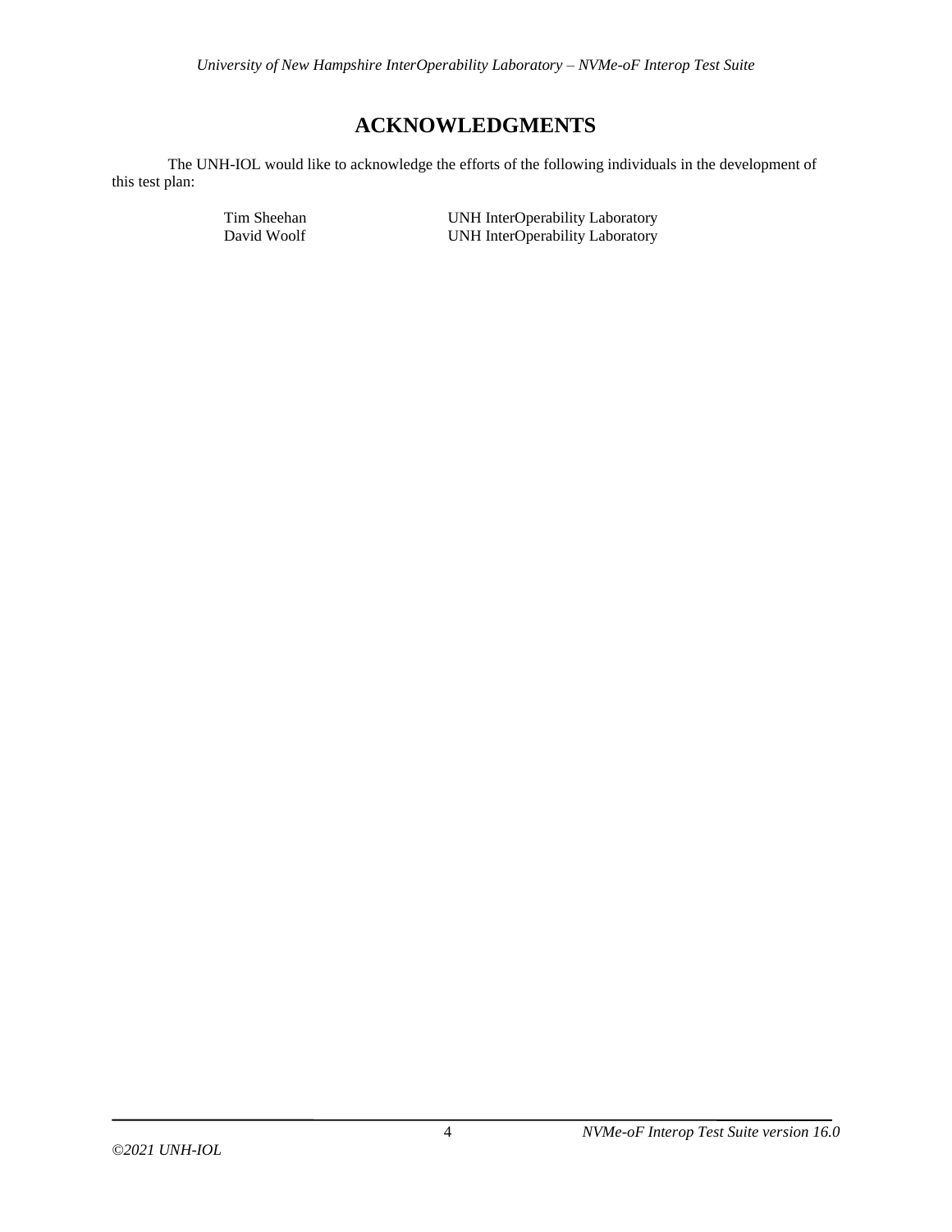# ACKNOWLEDGMENTS

The UNH-IOL would like to acknowledge the efforts of the following individuals in the development of this test plan:

| | |
|---|---|
| Tim Sheehan | UNH InterOperability Laboratory |
| David Woolf | UNH InterOperability Laboratory |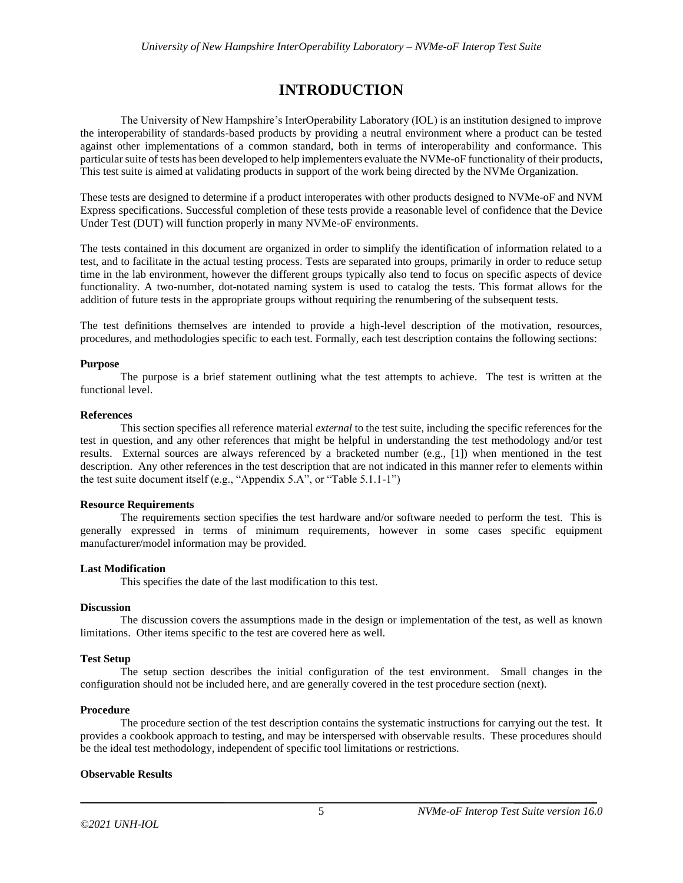# INTRODUCTION

The University of New Hampshire's InterOperability Laboratory (IOL) is an institution designed to improve the interoperability of standards-based products by providing a neutral environment where a product can be tested against other implementations of a common standard, both in terms of interoperability and conformance. This particular suite of tests has been developed to help implementers evaluate the NVMe-oF functionality of their products, This test suite is aimed at validating products in support of the work being directed by the NVMe Organization.

These tests are designed to determine if a product interoperates with other products designed to NVMe-oF and NVM Express specifications. Successful completion of these tests provide a reasonable level of confidence that the Device Under Test (DUT) will function properly in many NVMe-oF environments.

The tests contained in this document are organized in order to simplify the identification of information related to a test, and to facilitate in the actual testing process. Tests are separated into groups, primarily in order to reduce setup time in the lab environment, however the different groups typically also tend to focus on specific aspects of device functionality. A two-number, dot-notated naming system is used to catalog the tests. This format allows for the addition of future tests in the appropriate groups without requiring the renumbering of the subsequent tests.

The test definitions themselves are intended to provide a high-level description of the motivation, resources, procedures, and methodologies specific to each test. Formally, each test description contains the following sections:

**Purpose**

The purpose is a brief statement outlining what the test attempts to achieve. The test is written at the functional level.

**References**

This section specifies all reference material *external* to the test suite, including the specific references for the test in question, and any other references that might be helpful in understanding the test methodology and/or test results. External sources are always referenced by a bracketed number (e.g., [1]) when mentioned in the test description. Any other references in the test description that are not indicated in this manner refer to elements within the test suite document itself (e.g., "Appendix 5.A", or "Table 5.1.1-1")

**Resource Requirements**

The requirements section specifies the test hardware and/or software needed to perform the test. This is generally expressed in terms of minimum requirements, however in some cases specific equipment manufacturer/model information may be provided.

**Last Modification**

This specifies the date of the last modification to this test.

**Discussion**

The discussion covers the assumptions made in the design or implementation of the test, as well as known limitations. Other items specific to the test are covered here as well.

**Test Setup**

The setup section describes the initial configuration of the test environment. Small changes in the configuration should not be included here, and are generally covered in the test procedure section (next).

**Procedure**

The procedure section of the test description contains the systematic instructions for carrying out the test. It provides a cookbook approach to testing, and may be interspersed with observable results. These procedures should be the ideal test methodology, independent of specific tool limitations or restrictions.

**Observable Results**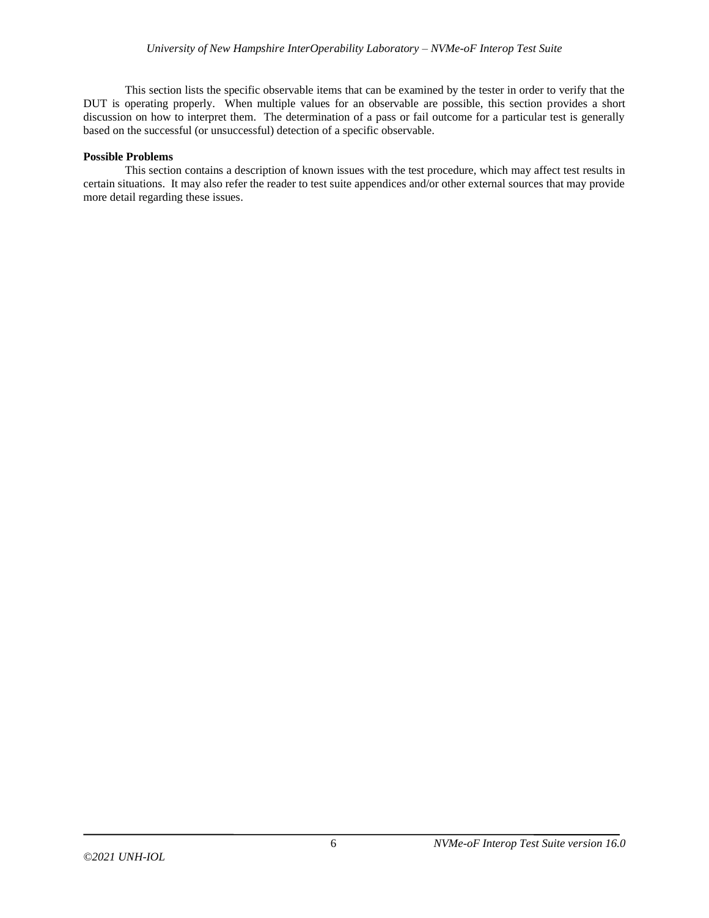This section lists the specific observable items that can be examined by the tester in order to verify that the DUT is operating properly. When multiple values for an observable are possible, this section provides a short discussion on how to interpret them. The determination of a pass or fail outcome for a particular test is generally based on the successful (or unsuccessful) detection of a specific observable.

**Possible Problems**

This section contains a description of known issues with the test procedure, which may affect test results in certain situations. It may also refer the reader to test suite appendices and/or other external sources that may provide more detail regarding these issues.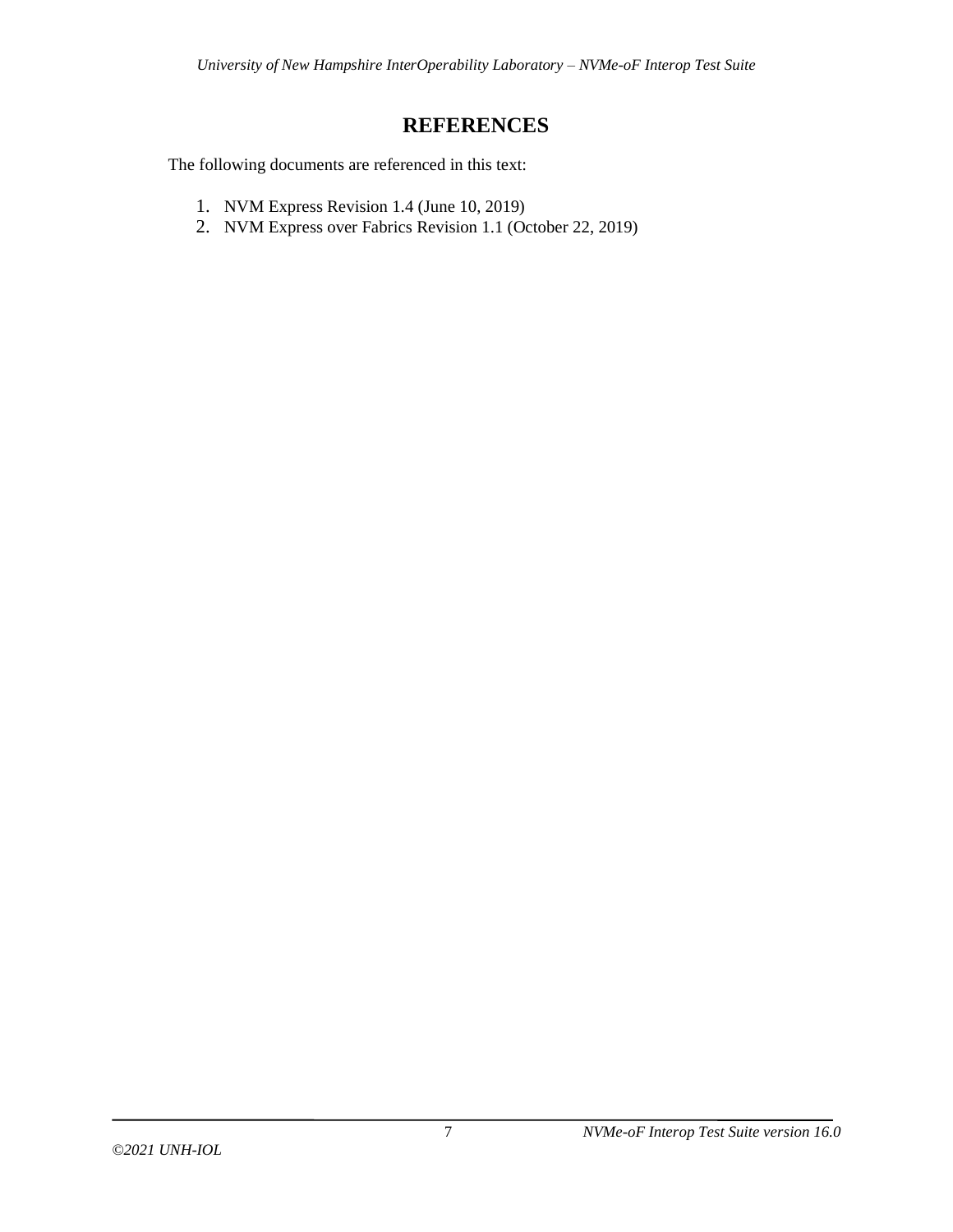# REFERENCES

The following documents are referenced in this text:

1. NVM Express Revision 1.4 (June 10, 2019)
2. NVM Express over Fabrics Revision 1.1 (October 22, 2019)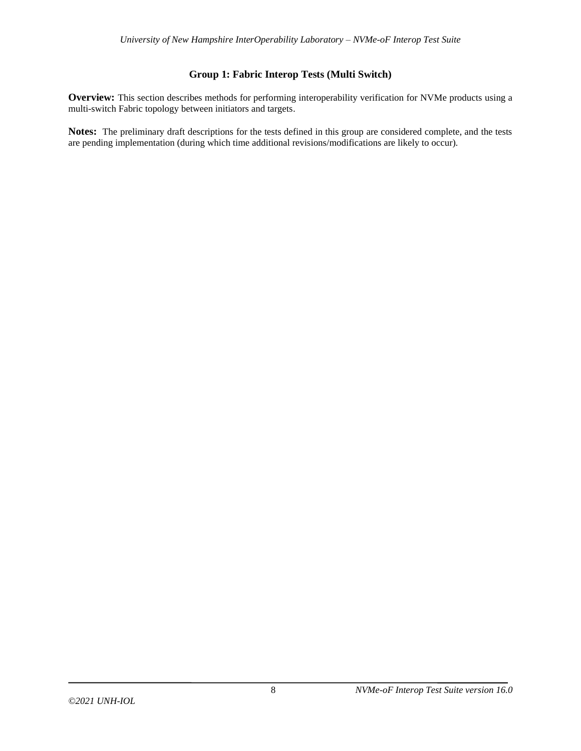## Group 1: Fabric Interop Tests (Multi Switch)

**Overview:** This section describes methods for performing interoperability verification for NVMe products using a multi-switch Fabric topology between initiators and targets.

**Notes:** The preliminary draft descriptions for the tests defined in this group are considered complete, and the tests are pending implementation (during which time additional revisions/modifications are likely to occur).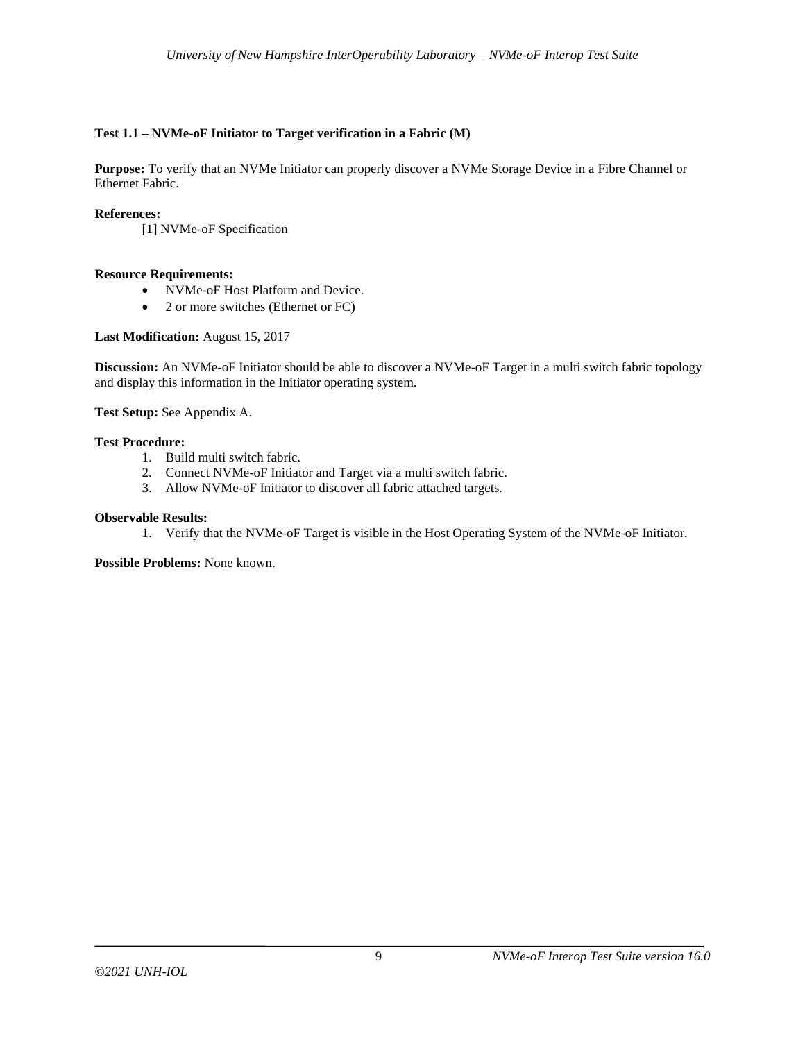### Test 1.1 – NVMe-oF Initiator to Target verification in a Fabric (M)

**Purpose:** To verify that an NVMe Initiator can properly discover a NVMe Storage Device in a Fibre Channel or Ethernet Fabric.

**References:**

[1] NVMe-oF Specification

**Resource Requirements:**

- NVMe-oF Host Platform and Device.
- 2 or more switches (Ethernet or FC)

**Last Modification:** August 15, 2017

**Discussion:** An NVMe-oF Initiator should be able to discover a NVMe-oF Target in a multi switch fabric topology and display this information in the Initiator operating system.

**Test Setup:** See Appendix A.

**Test Procedure:**

1. Build multi switch fabric.
2. Connect NVMe-oF Initiator and Target via a multi switch fabric.
3. Allow NVMe-oF Initiator to discover all fabric attached targets.

**Observable Results:**

1. Verify that the NVMe-oF Target is visible in the Host Operating System of the NVMe-oF Initiator.

**Possible Problems:** None known.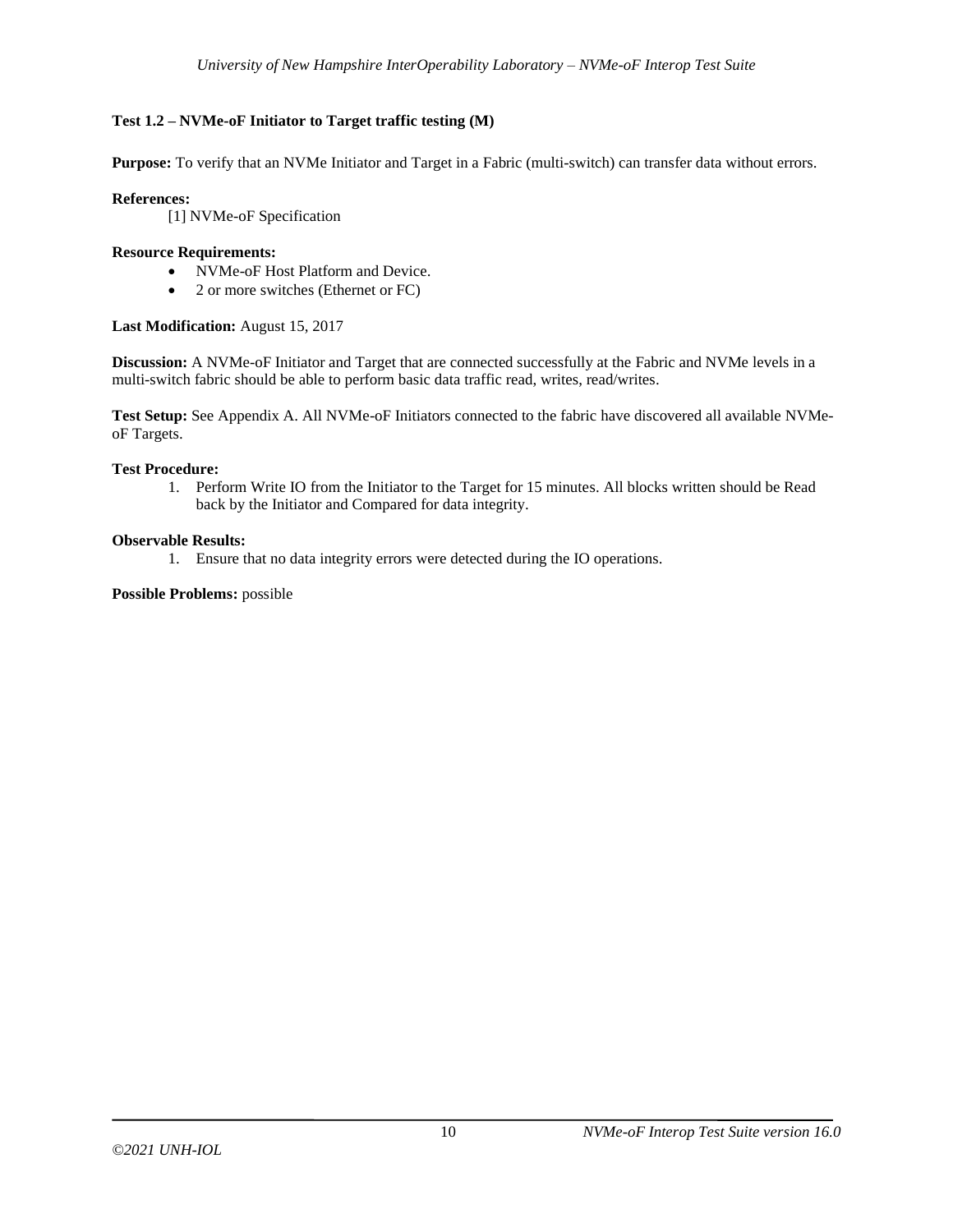### Test 1.2 – NVMe-oF Initiator to Target traffic testing (M)

**Purpose:** To verify that an NVMe Initiator and Target in a Fabric (multi-switch) can transfer data without errors.

**References:**

[1] NVMe-oF Specification

**Resource Requirements:**

- NVMe-oF Host Platform and Device.
- 2 or more switches (Ethernet or FC)

**Last Modification:** August 15, 2017

**Discussion:** A NVMe-oF Initiator and Target that are connected successfully at the Fabric and NVMe levels in a multi-switch fabric should be able to perform basic data traffic read, writes, read/writes.

**Test Setup:** See Appendix A. All NVMe-oF Initiators connected to the fabric have discovered all available NVMe-oF Targets.

**Test Procedure:**

1. Perform Write IO from the Initiator to the Target for 15 minutes. All blocks written should be Read back by the Initiator and Compared for data integrity.

**Observable Results:**

1. Ensure that no data integrity errors were detected during the IO operations.

**Possible Problems:** possible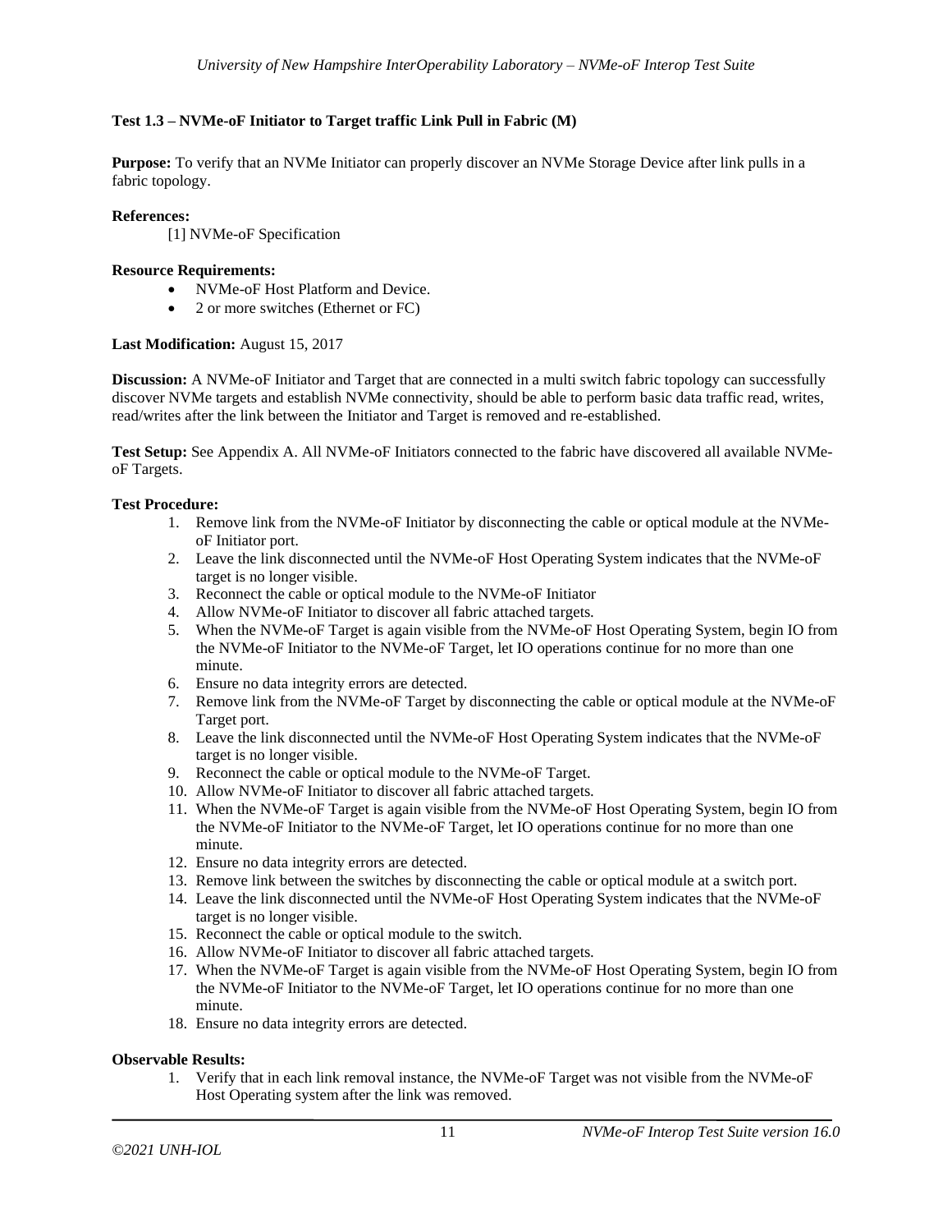### Test 1.3 – NVMe-oF Initiator to Target traffic Link Pull in Fabric (M)

**Purpose:** To verify that an NVMe Initiator can properly discover an NVMe Storage Device after link pulls in a fabric topology.

**References:**

[1] NVMe-oF Specification

**Resource Requirements:**

- NVMe-oF Host Platform and Device.
- 2 or more switches (Ethernet or FC)

**Last Modification:** August 15, 2017

**Discussion:** A NVMe-oF Initiator and Target that are connected in a multi switch fabric topology can successfully discover NVMe targets and establish NVMe connectivity, should be able to perform basic data traffic read, writes, read/writes after the link between the Initiator and Target is removed and re-established.

**Test Setup:** See Appendix A. All NVMe-oF Initiators connected to the fabric have discovered all available NVMe-oF Targets.

**Test Procedure:**

1. Remove link from the NVMe-oF Initiator by disconnecting the cable or optical module at the NVMe-oF Initiator port.
2. Leave the link disconnected until the NVMe-oF Host Operating System indicates that the NVMe-oF target is no longer visible.
3. Reconnect the cable or optical module to the NVMe-oF Initiator
4. Allow NVMe-oF Initiator to discover all fabric attached targets.
5. When the NVMe-oF Target is again visible from the NVMe-oF Host Operating System, begin IO from the NVMe-oF Initiator to the NVMe-oF Target, let IO operations continue for no more than one minute.
6. Ensure no data integrity errors are detected.
7. Remove link from the NVMe-oF Target by disconnecting the cable or optical module at the NVMe-oF Target port.
8. Leave the link disconnected until the NVMe-oF Host Operating System indicates that the NVMe-oF target is no longer visible.
9. Reconnect the cable or optical module to the NVMe-oF Target.
10. Allow NVMe-oF Initiator to discover all fabric attached targets.
11. When the NVMe-oF Target is again visible from the NVMe-oF Host Operating System, begin IO from the NVMe-oF Initiator to the NVMe-oF Target, let IO operations continue for no more than one minute.
12. Ensure no data integrity errors are detected.
13. Remove link between the switches by disconnecting the cable or optical module at a switch port.
14. Leave the link disconnected until the NVMe-oF Host Operating System indicates that the NVMe-oF target is no longer visible.
15. Reconnect the cable or optical module to the switch.
16. Allow NVMe-oF Initiator to discover all fabric attached targets.
17. When the NVMe-oF Target is again visible from the NVMe-oF Host Operating System, begin IO from the NVMe-oF Initiator to the NVMe-oF Target, let IO operations continue for no more than one minute.
18. Ensure no data integrity errors are detected.

**Observable Results:**

1. Verify that in each link removal instance, the NVMe-oF Target was not visible from the NVMe-oF Host Operating system after the link was removed.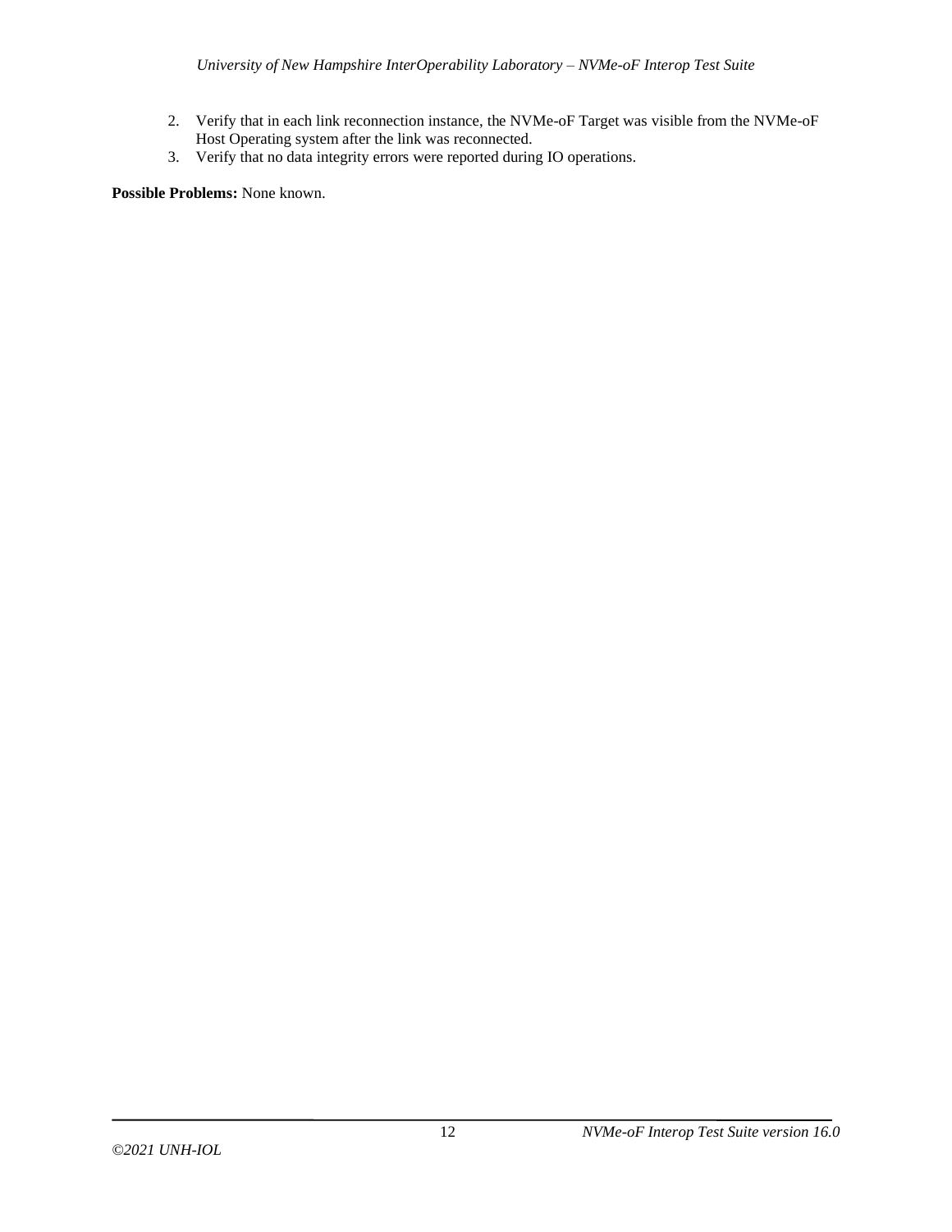2. Verify that in each link reconnection instance, the NVMe-oF Target was visible from the NVMe-oF Host Operating system after the link was reconnected.
3. Verify that no data integrity errors were reported during IO operations.

**Possible Problems:** None known.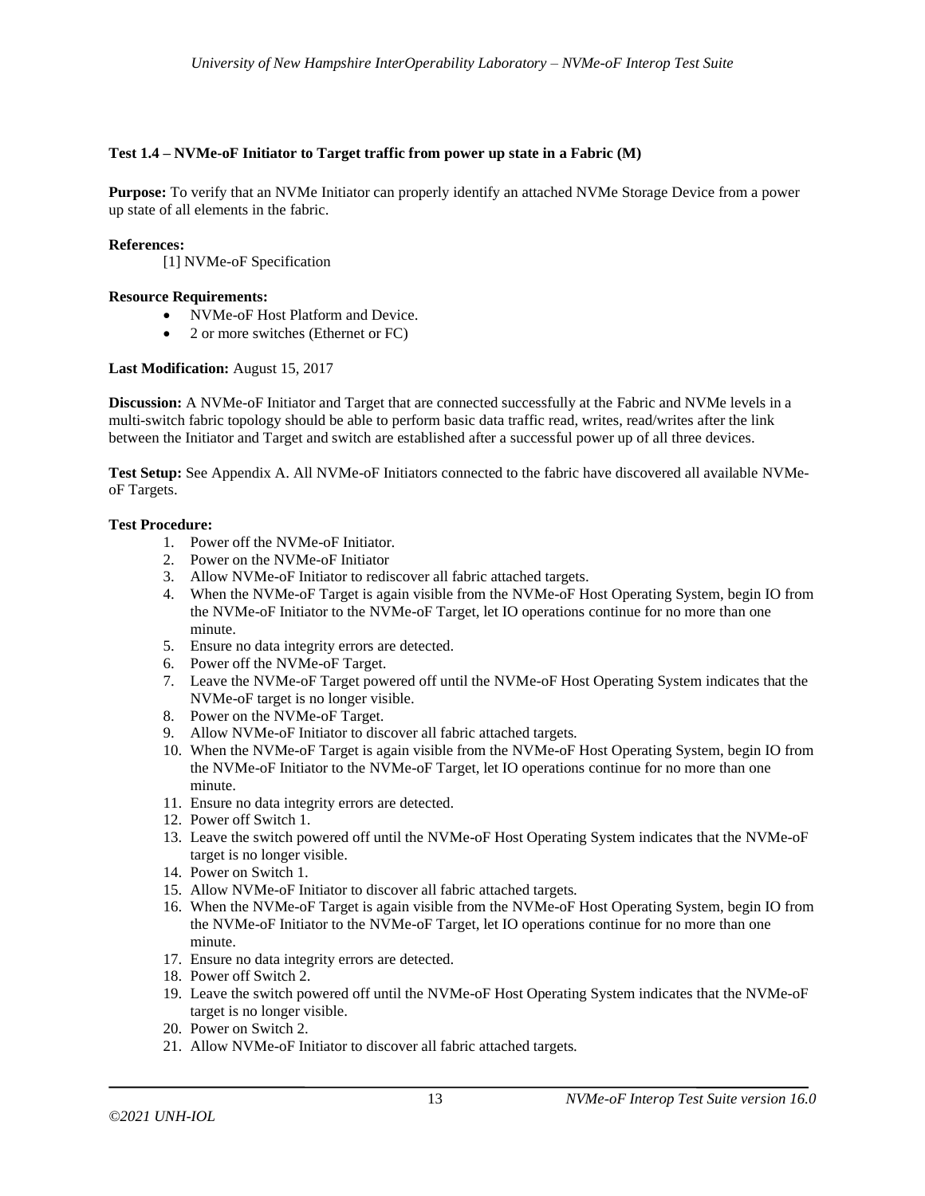### Test 1.4 – NVMe-oF Initiator to Target traffic from power up state in a Fabric (M)

**Purpose:** To verify that an NVMe Initiator can properly identify an attached NVMe Storage Device from a power up state of all elements in the fabric.

**References:**

[1] NVMe-oF Specification

**Resource Requirements:**

- NVMe-oF Host Platform and Device.
- 2 or more switches (Ethernet or FC)

**Last Modification:** August 15, 2017

**Discussion:** A NVMe-oF Initiator and Target that are connected successfully at the Fabric and NVMe levels in a multi-switch fabric topology should be able to perform basic data traffic read, writes, read/writes after the link between the Initiator and Target and switch are established after a successful power up of all three devices.

**Test Setup:** See Appendix A. All NVMe-oF Initiators connected to the fabric have discovered all available NVMe-oF Targets.

**Test Procedure:**

1. Power off the NVMe-oF Initiator.
2. Power on the NVMe-oF Initiator
3. Allow NVMe-oF Initiator to rediscover all fabric attached targets.
4. When the NVMe-oF Target is again visible from the NVMe-oF Host Operating System, begin IO from the NVMe-oF Initiator to the NVMe-oF Target, let IO operations continue for no more than one minute.
5. Ensure no data integrity errors are detected.
6. Power off the NVMe-oF Target.
7. Leave the NVMe-oF Target powered off until the NVMe-oF Host Operating System indicates that the NVMe-oF target is no longer visible.
8. Power on the NVMe-oF Target.
9. Allow NVMe-oF Initiator to discover all fabric attached targets.
10. When the NVMe-oF Target is again visible from the NVMe-oF Host Operating System, begin IO from the NVMe-oF Initiator to the NVMe-oF Target, let IO operations continue for no more than one minute.
11. Ensure no data integrity errors are detected.
12. Power off Switch 1.
13. Leave the switch powered off until the NVMe-oF Host Operating System indicates that the NVMe-oF target is no longer visible.
14. Power on Switch 1.
15. Allow NVMe-oF Initiator to discover all fabric attached targets.
16. When the NVMe-oF Target is again visible from the NVMe-oF Host Operating System, begin IO from the NVMe-oF Initiator to the NVMe-oF Target, let IO operations continue for no more than one minute.
17. Ensure no data integrity errors are detected.
18. Power off Switch 2.
19. Leave the switch powered off until the NVMe-oF Host Operating System indicates that the NVMe-oF target is no longer visible.
20. Power on Switch 2.
21. Allow NVMe-oF Initiator to discover all fabric attached targets.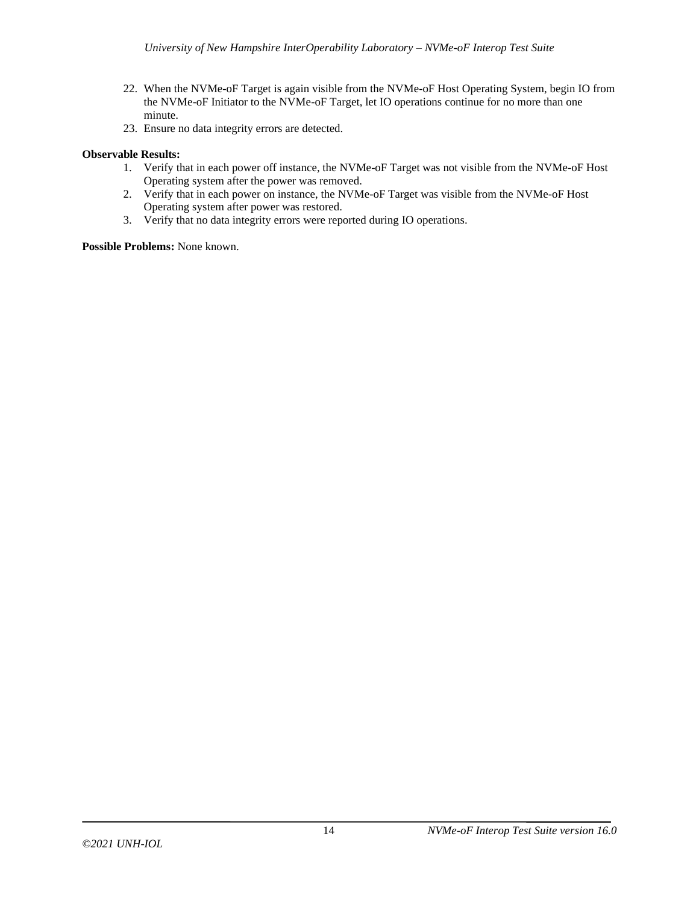22. When the NVMe-oF Target is again visible from the NVMe-oF Host Operating System, begin IO from the NVMe-oF Initiator to the NVMe-oF Target, let IO operations continue for no more than one minute.
23. Ensure no data integrity errors are detected.

**Observable Results:**

1. Verify that in each power off instance, the NVMe-oF Target was not visible from the NVMe-oF Host Operating system after the power was removed.
2. Verify that in each power on instance, the NVMe-oF Target was visible from the NVMe-oF Host Operating system after power was restored.
3. Verify that no data integrity errors were reported during IO operations.

**Possible Problems:** None known.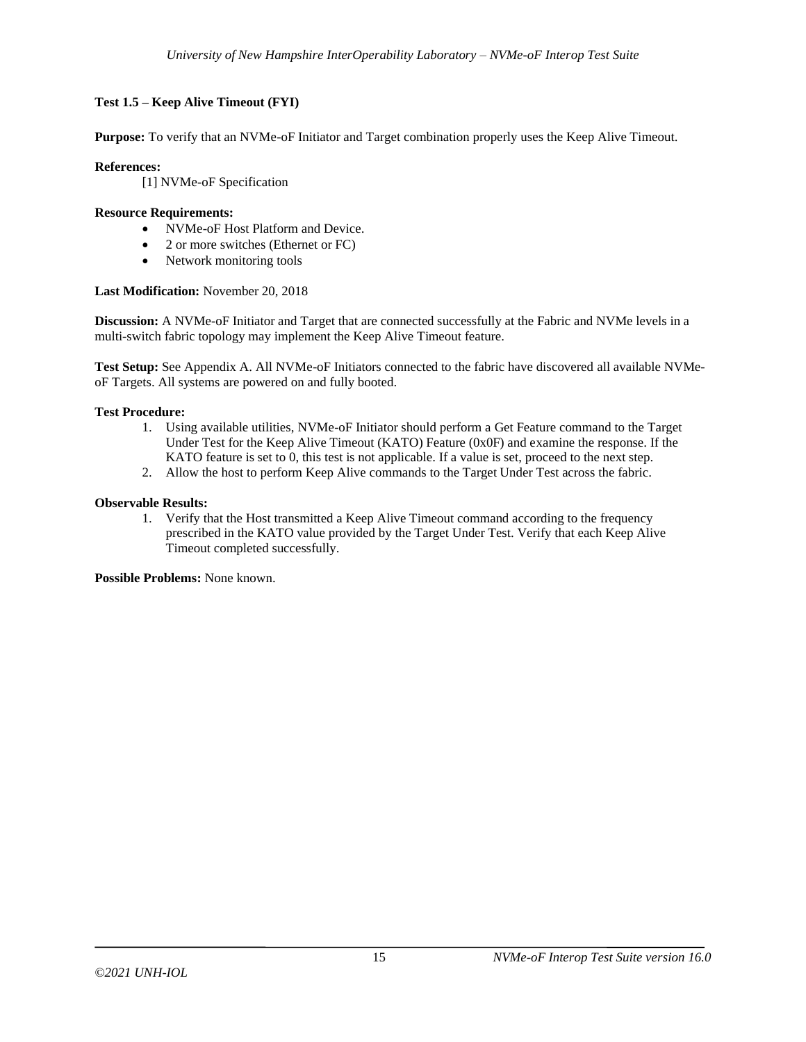**Test 1.5 – Keep Alive Timeout (FYI)**

**Purpose:** To verify that an NVMe-oF Initiator and Target combination properly uses the Keep Alive Timeout.

**References:**

[1] NVMe-oF Specification

**Resource Requirements:**

- NVMe-oF Host Platform and Device.
- 2 or more switches (Ethernet or FC)
- Network monitoring tools

**Last Modification:** November 20, 2018

**Discussion:** A NVMe-oF Initiator and Target that are connected successfully at the Fabric and NVMe levels in a multi-switch fabric topology may implement the Keep Alive Timeout feature.

**Test Setup:** See Appendix A. All NVMe-oF Initiators connected to the fabric have discovered all available NVMe-oF Targets. All systems are powered on and fully booted.

**Test Procedure:**

1. Using available utilities, NVMe-oF Initiator should perform a Get Feature command to the Target Under Test for the Keep Alive Timeout (KATO) Feature (0x0F) and examine the response. If the KATO feature is set to 0, this test is not applicable. If a value is set, proceed to the next step.
2. Allow the host to perform Keep Alive commands to the Target Under Test across the fabric.

**Observable Results:**

1. Verify that the Host transmitted a Keep Alive Timeout command according to the frequency prescribed in the KATO value provided by the Target Under Test. Verify that each Keep Alive Timeout completed successfully.

**Possible Problems:** None known.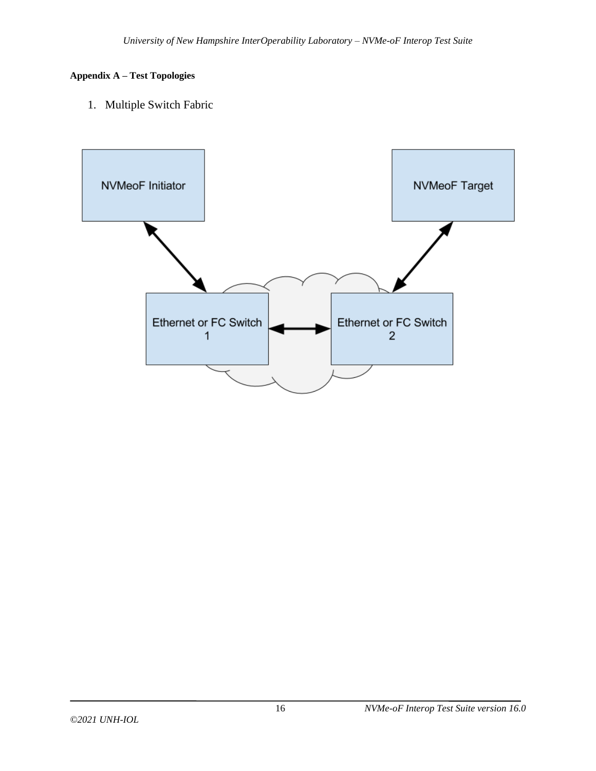**Appendix A – Test Topologies**

1. Multiple Switch Fabric

NVMeoF Initiator

NVMeoF Target

Ethernet or FC Switch 1

Ethernet or FC Switch 2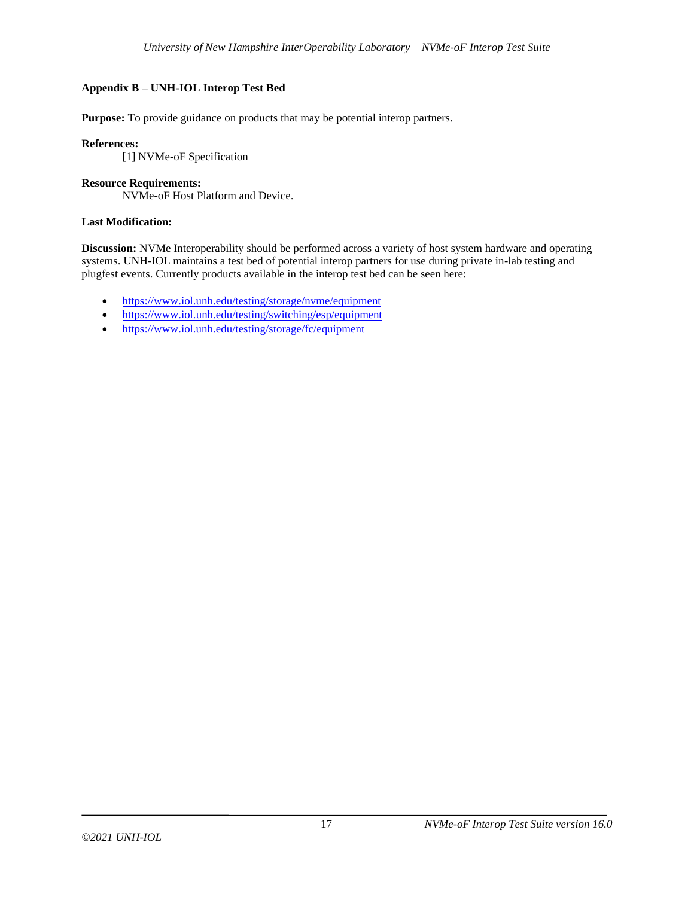## Appendix B – UNH-IOL Interop Test Bed

**Purpose:** To provide guidance on products that may be potential interop partners.

**References:**

[1] NVMe-oF Specification

**Resource Requirements:**

NVMe-oF Host Platform and Device.

**Last Modification:**

**Discussion:** NVMe Interoperability should be performed across a variety of host system hardware and operating systems. UNH-IOL maintains a test bed of potential interop partners for use during private in-lab testing and plugfest events. Currently products available in the interop test bed can be seen here:

- https://www.iol.unh.edu/testing/storage/nvme/equipment
- https://www.iol.unh.edu/testing/switching/esp/equipment
- https://www.iol.unh.edu/testing/storage/fc/equipment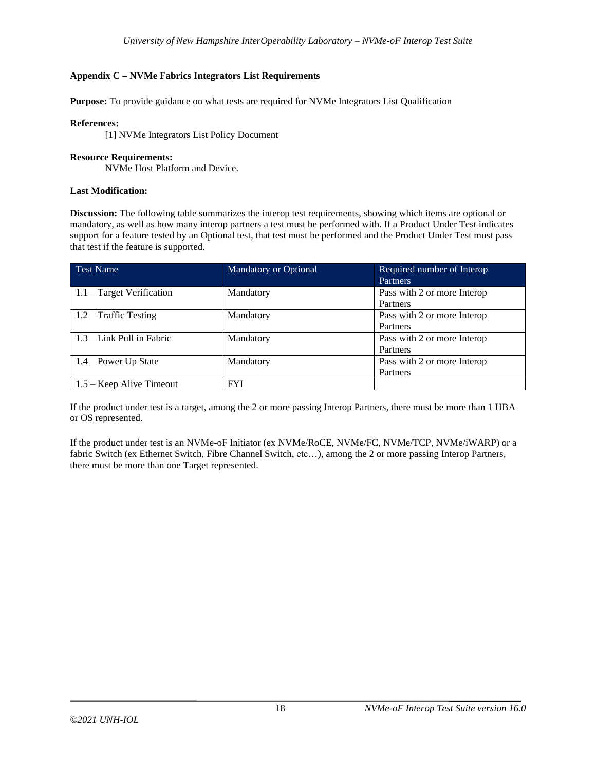## Appendix C – NVMe Fabrics Integrators List Requirements

**Purpose:** To provide guidance on what tests are required for NVMe Integrators List Qualification

**References:**

[1] NVMe Integrators List Policy Document

**Resource Requirements:**

NVMe Host Platform and Device.

**Last Modification:**

**Discussion:** The following table summarizes the interop test requirements, showing which items are optional or mandatory, as well as how many interop partners a test must be performed with. If a Product Under Test indicates support for a feature tested by an Optional test, that test must be performed and the Product Under Test must pass that test if the feature is supported.

| Test Name | Mandatory or Optional | Required number of Interop Partners |
|---|---|---|
| 1.1 – Target Verification | Mandatory | Pass with 2 or more Interop Partners |
| 1.2 – Traffic Testing | Mandatory | Pass with 2 or more Interop Partners |
| 1.3 – Link Pull in Fabric | Mandatory | Pass with 2 or more Interop Partners |
| 1.4 – Power Up State | Mandatory | Pass with 2 or more Interop Partners |
| 1.5 – Keep Alive Timeout | FYI | |

If the product under test is a target, among the 2 or more passing Interop Partners, there must be more than 1 HBA or OS represented.

If the product under test is an NVMe-oF Initiator (ex NVMe/RoCE, NVMe/FC, NVMe/TCP, NVMe/iWARP) or a fabric Switch (ex Ethernet Switch, Fibre Channel Switch, etc…), among the 2 or more passing Interop Partners, there must be more than one Target represented.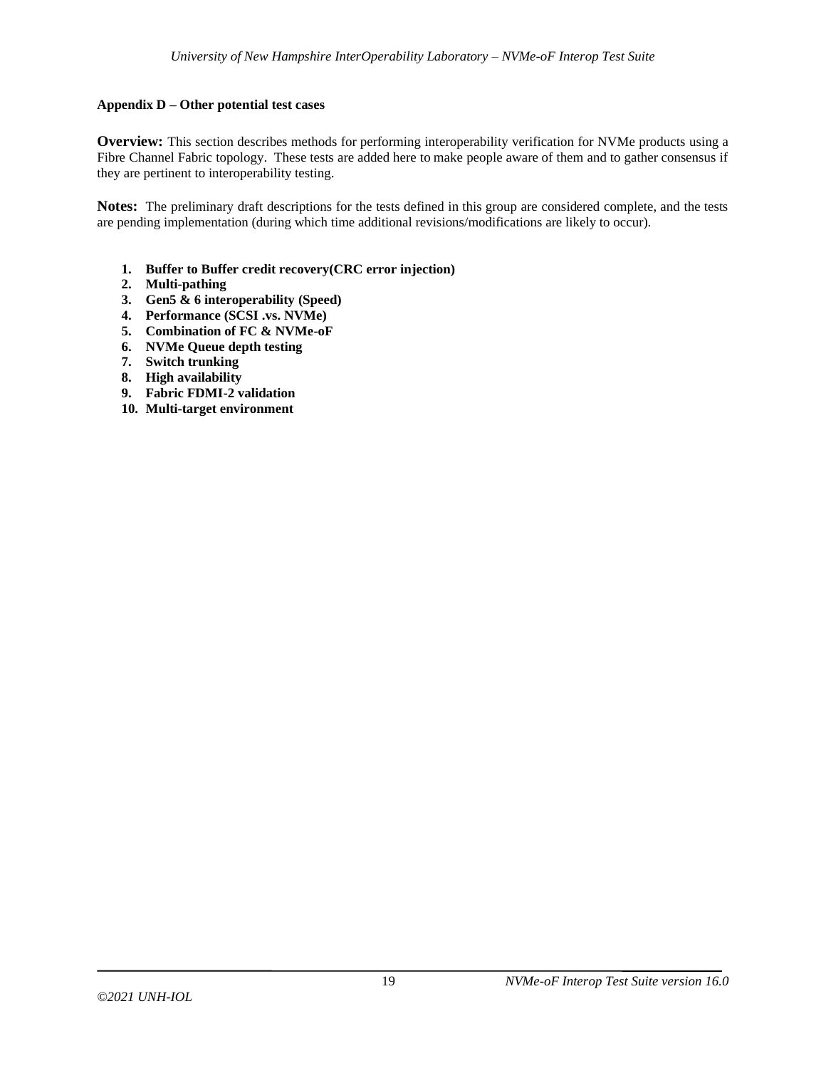**Appendix D – Other potential test cases**

**Overview:** This section describes methods for performing interoperability verification for NVMe products using a Fibre Channel Fabric topology. These tests are added here to make people aware of them and to gather consensus if they are pertinent to interoperability testing.

**Notes:** The preliminary draft descriptions for the tests defined in this group are considered complete, and the tests are pending implementation (during which time additional revisions/modifications are likely to occur).

1. **Buffer to Buffer credit recovery(CRC error injection)**
2. **Multi-pathing**
3. **Gen5 & 6 interoperability (Speed)**
4. **Performance (SCSI .vs. NVMe)**
5. **Combination of FC & NVMe-oF**
6. **NVMe Queue depth testing**
7. **Switch trunking**
8. **High availability**
9. **Fabric FDMI-2 validation**
10. **Multi-target environment**

*©2021 UNH-IOL*